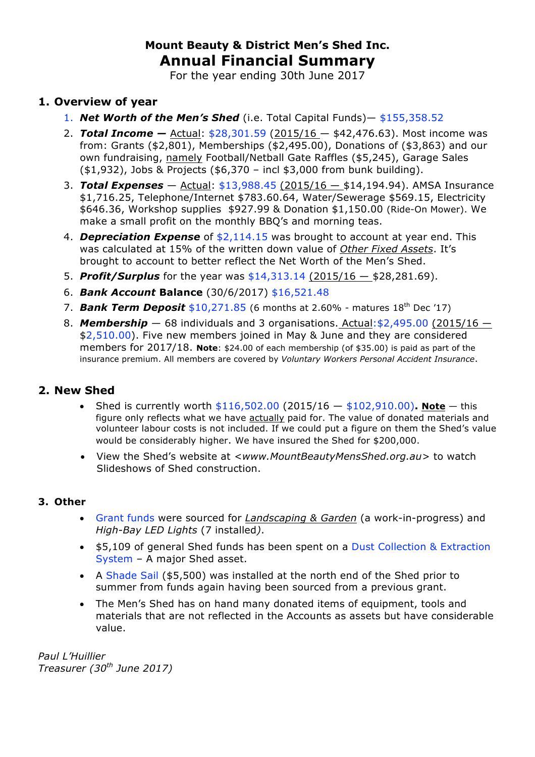# Mount Beauty & District Men's Shed Inc.
# Annual Financial Summary

For the year ending 30th June 2017

## 1. Overview of year

1. ***Net Worth of the Men's Shed*** (i.e. Total Capital Funds)— $155,358.52
2. ***Total Income —*** Actual: $28,301.59 (2015/16 — $42,476.63). Most income was from: Grants ($2,801), Memberships ($2,495.00), Donations of ($3,863) and our own fundraising, namely Football/Netball Gate Raffles ($5,245), Garage Sales ($1,932), Jobs & Projects ($6,370 – incl $3,000 from bunk building).
3. ***Total Expenses*** — Actual: $13,988.45 (2015/16 — $14,194.94). AMSA Insurance $1,716.25, Telephone/Internet $783.60.64, Water/Sewerage $569.15, Electricity $646.36, Workshop supplies $927.99 & Donation $1,150.00 (Ride-On Mower). We make a small profit on the monthly BBQ's and morning teas.
4. ***Depreciation Expense*** of $2,114.15 was brought to account at year end. This was calculated at 15% of the written down value of *Other Fixed Assets*. It's brought to account to better reflect the Net Worth of the Men's Shed.
5. ***Profit/Surplus*** for the year was $14,313.14 (2015/16 — $28,281.69).
6. ***Bank Account* Balance** (30/6/2017) $16,521.48
7. ***Bank Term Deposit*** $10,271.85 (6 months at 2.60% - matures 18th Dec '17)
8. ***Membership*** — 68 individuals and 3 organisations. Actual:$2,495.00 (2015/16 — $2,510.00). Five new members joined in May & June and they are considered members for 2017/18. **Note**: $24.00 of each membership (of $35.00) is paid as part of the insurance premium. All members are covered by *Voluntary Workers Personal Accident Insurance*.

## 2. New Shed

- Shed is currently worth $116,502.00 (2015/16 — $102,910.00)**. Note** — this figure only reflects what we have actually paid for. The value of donated materials and volunteer labour costs is not included. If we could put a figure on them the Shed's value would be considerably higher. We have insured the Shed for $200,000.
- View the Shed's website at <*www.MountBeautyMensShed.org.au*> to watch Slideshows of Shed construction.

## 3. Other

- Grant funds were sourced for *Landscaping & Garden* (a work-in-progress) and *High-Bay LED Lights* (7 installed).
- $5,109 of general Shed funds has been spent on a Dust Collection & Extraction System – A major Shed asset.
- A Shade Sail ($5,500) was installed at the north end of the Shed prior to summer from funds again having been sourced from a previous grant.
- The Men's Shed has on hand many donated items of equipment, tools and materials that are not reflected in the Accounts as assets but have considerable value.

*Paul L'Huillier*
*Treasurer (30th June 2017)*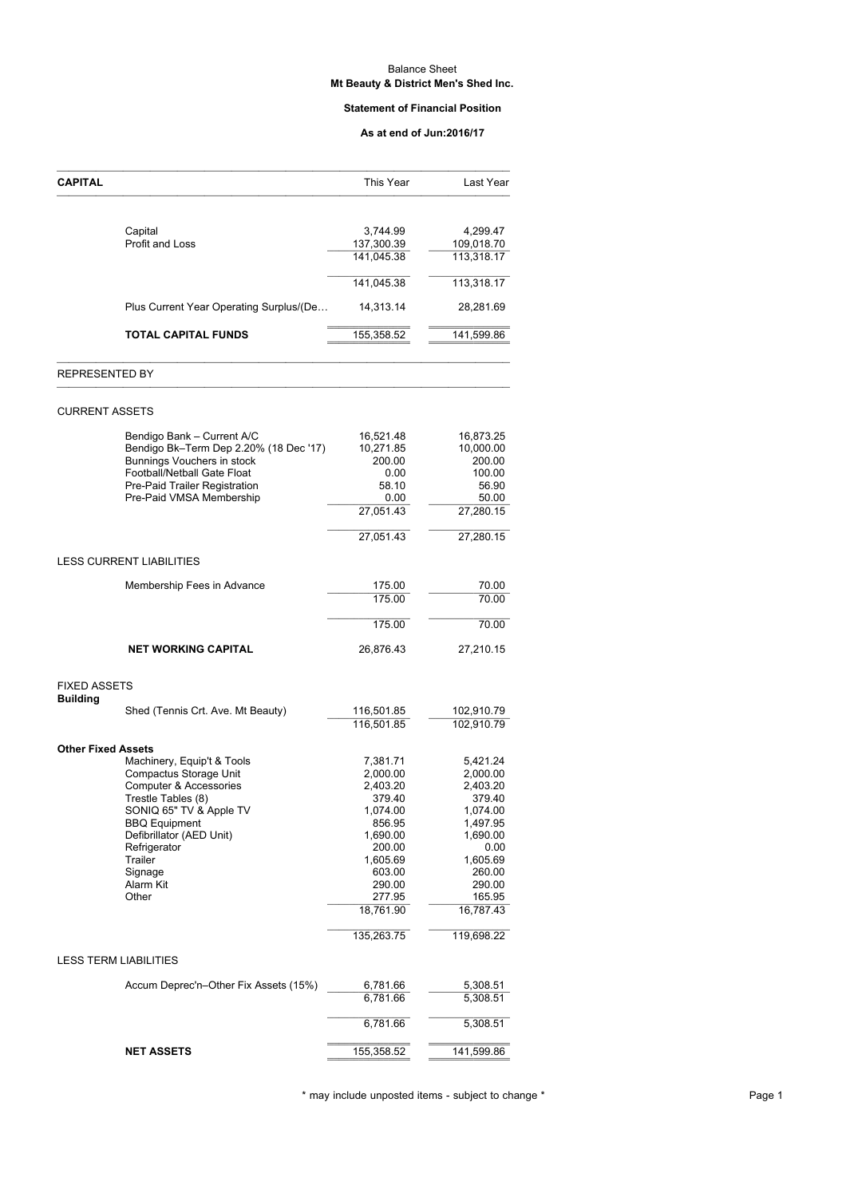Balance Sheet

**Mt Beauty & District Men's Shed Inc.**

**Statement of Financial Position**

**As at end of Jun:2016/17**

| **CAPITAL** | | This Year | Last Year |
|---|---|---|---|
| | Capital | 3,744.99 | 4,299.47 |
| | Profit and Loss | 137,300.39 | 109,018.70 |
| | | 141,045.38 | 113,318.17 |
| | | 141,045.38 | 113,318.17 |
| | Plus Current Year Operating Surplus/(De… | 14,313.14 | 28,281.69 |
| | **TOTAL CAPITAL FUNDS** | 155,358.52 | 141,599.86 |
| REPRESENTED BY | | | |
| CURRENT ASSETS | | | |
| | Bendigo Bank – Current A/C | 16,521.48 | 16,873.25 |
| | Bendigo Bk–Term Dep 2.20% (18 Dec '17) | 10,271.85 | 10,000.00 |
| | Bunnings Vouchers in stock | 200.00 | 200.00 |
| | Football/Netball Gate Float | 0.00 | 100.00 |
| | Pre-Paid Trailer Registration | 58.10 | 56.90 |
| | Pre-Paid VMSA Membership | 0.00 | 50.00 |
| | | 27,051.43 | 27,280.15 |
| | | 27,051.43 | 27,280.15 |
| LESS CURRENT LIABILITIES | | | |
| | Membership Fees in Advance | 175.00 | 70.00 |
| | | 175.00 | 70.00 |
| | | 175.00 | 70.00 |
| | **NET WORKING CAPITAL** | 26,876.43 | 27,210.15 |
| FIXED ASSETS | | | |
| **Building** | | | |
| | Shed (Tennis Crt. Ave. Mt Beauty) | 116,501.85 | 102,910.79 |
| | | 116,501.85 | 102,910.79 |
| **Other Fixed Assets** | | | |
| | Machinery, Equip't & Tools | 7,381.71 | 5,421.24 |
| | Compactus Storage Unit | 2,000.00 | 2,000.00 |
| | Computer & Accessories | 2,403.20 | 2,403.20 |
| | Trestle Tables (8) | 379.40 | 379.40 |
| | SONIQ 65" TV & Apple TV | 1,074.00 | 1,074.00 |
| | BBQ Equipment | 856.95 | 1,497.95 |
| | Defibrillator (AED Unit) | 1,690.00 | 1,690.00 |
| | Refrigerator | 200.00 | 0.00 |
| | Trailer | 1,605.69 | 1,605.69 |
| | Signage | 603.00 | 260.00 |
| | Alarm Kit | 290.00 | 290.00 |
| | Other | 277.95 | 165.95 |
| | | 18,761.90 | 16,787.43 |
| | | 135,263.75 | 119,698.22 |
| LESS TERM LIABILITIES | | | |
| | Accum Deprec'n–Other Fix Assets (15%) | 6,781.66 | 5,308.51 |
| | | 6,781.66 | 5,308.51 |
| | | 6,781.66 | 5,308.51 |
| | **NET ASSETS** | 155,358.52 | 141,599.86 |

\* may include unposted items - subject to change \*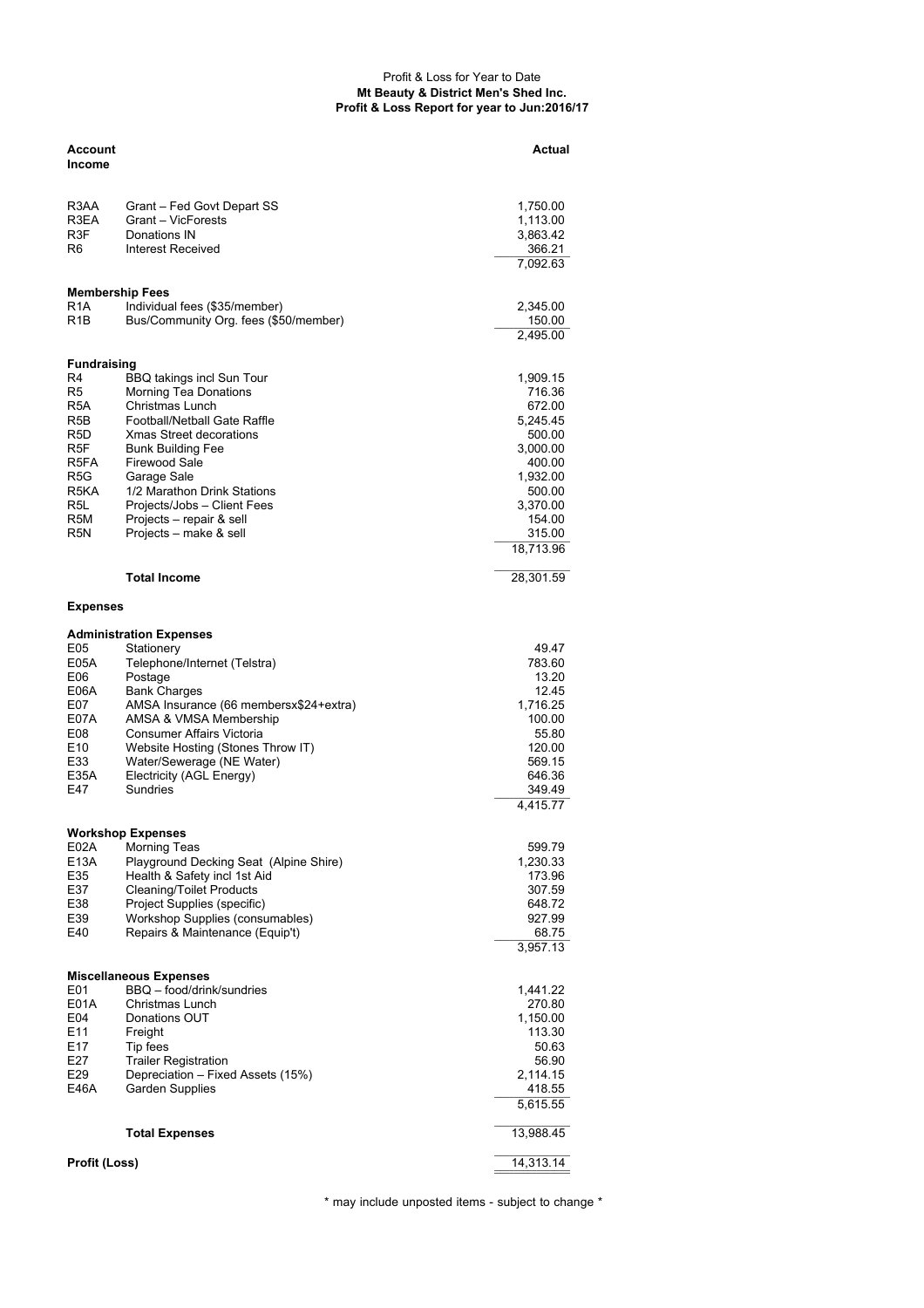Profit & Loss for Year to Date

**Mt Beauty & District Men's Shed Inc.**

**Profit & Loss Report for year to Jun:2016/17**

| **Account** | | **Actual** |
|---|---|---|
| **Income** | | |
| R3AA | Grant – Fed Govt Depart SS | 1,750.00 |
| R3EA | Grant – VicForests | 1,113.00 |
| R3F | Donations IN | 3,863.42 |
| R6 | Interest Received | 366.21 |
| | | 7,092.63 |
| **Membership Fees** | | |
| R1A | Individual fees ($35/member) | 2,345.00 |
| R1B | Bus/Community Org. fees ($50/member) | 150.00 |
| | | 2,495.00 |
| **Fundraising** | | |
| R4 | BBQ takings incl Sun Tour | 1,909.15 |
| R5 | Morning Tea Donations | 716.36 |
| R5A | Christmas Lunch | 672.00 |
| R5B | Football/Netball Gate Raffle | 5,245.45 |
| R5D | Xmas Street decorations | 500.00 |
| R5F | Bunk Building Fee | 3,000.00 |
| R5FA | Firewood Sale | 400.00 |
| R5G | Garage Sale | 1,932.00 |
| R5KA | 1/2 Marathon Drink Stations | 500.00 |
| R5L | Projects/Jobs – Client Fees | 3,370.00 |
| R5M | Projects – repair & sell | 154.00 |
| R5N | Projects – make & sell | 315.00 |
| | | 18,713.96 |
| | **Total Income** | 28,301.59 |
| **Expenses** | | |
| **Administration Expenses** | | |
| E05 | Stationery | 49.47 |
| E05A | Telephone/Internet (Telstra) | 783.60 |
| E06 | Postage | 13.20 |
| E06A | Bank Charges | 12.45 |
| E07 | AMSA Insurance (66 membersx$24+extra) | 1,716.25 |
| E07A | AMSA & VMSA Membership | 100.00 |
| E08 | Consumer Affairs Victoria | 55.80 |
| E10 | Website Hosting (Stones Throw IT) | 120.00 |
| E33 | Water/Sewerage (NE Water) | 569.15 |
| E35A | Electricity (AGL Energy) | 646.36 |
| E47 | Sundries | 349.49 |
| | | 4,415.77 |
| **Workshop Expenses** | | |
| E02A | Morning Teas | 599.79 |
| E13A | Playground Decking Seat (Alpine Shire) | 1,230.33 |
| E35 | Health & Safety incl 1st Aid | 173.96 |
| E37 | Cleaning/Toilet Products | 307.59 |
| E38 | Project Supplies (specific) | 648.72 |
| E39 | Workshop Supplies (consumables) | 927.99 |
| E40 | Repairs & Maintenance (Equip't) | 68.75 |
| | | 3,957.13 |
| **Miscellaneous Expenses** | | |
| E01 | BBQ – food/drink/sundries | 1,441.22 |
| E01A | Christmas Lunch | 270.80 |
| E04 | Donations OUT | 1,150.00 |
| E11 | Freight | 113.30 |
| E17 | Tip fees | 50.63 |
| E27 | Trailer Registration | 56.90 |
| E29 | Depreciation – Fixed Assets (15%) | 2,114.15 |
| E46A | Garden Supplies | 418.55 |
| | | 5,615.55 |
| | **Total Expenses** | 13,988.45 |
| **Profit (Loss)** | | 14,313.14 |

\* may include unposted items - subject to change \*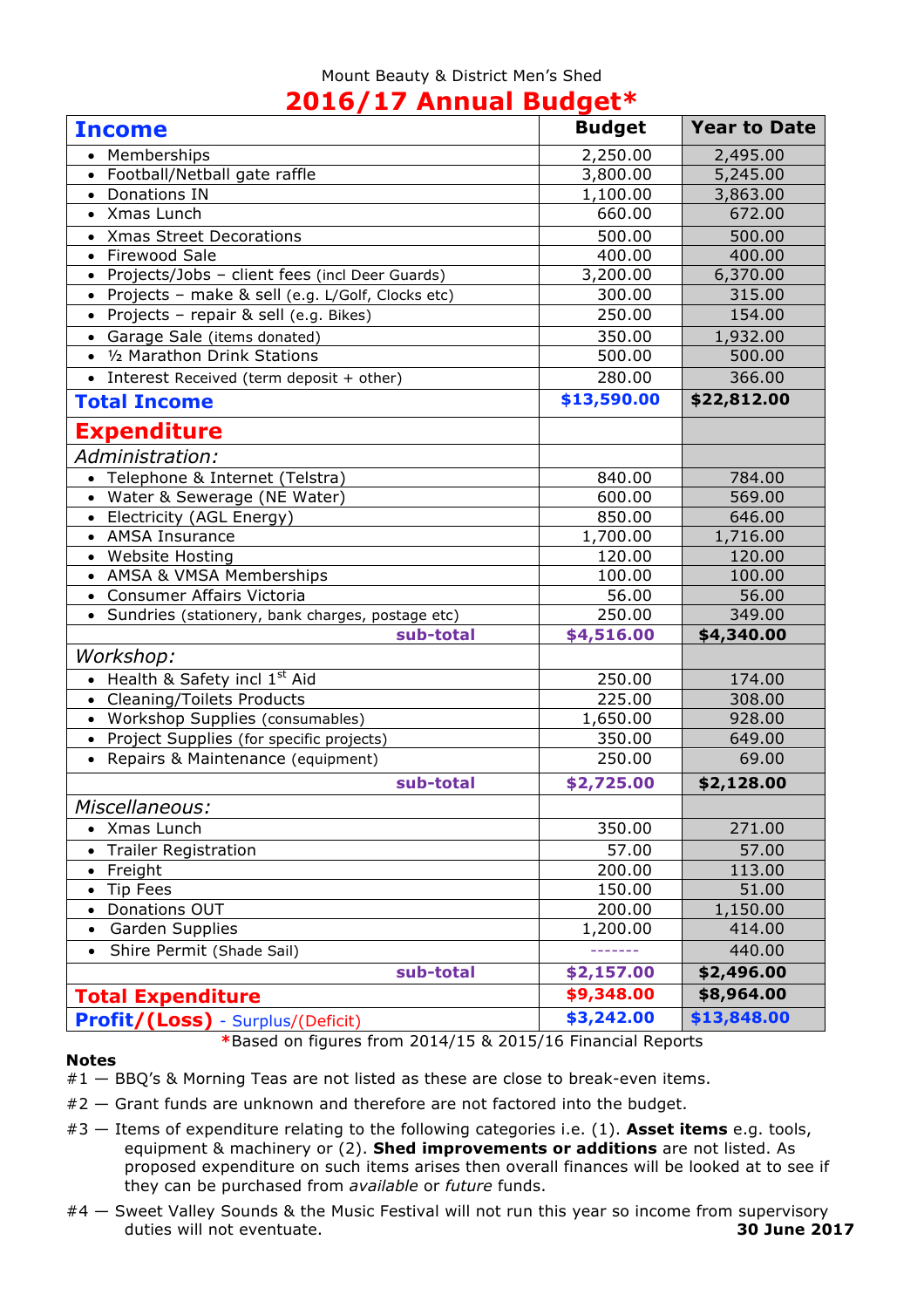Mount Beauty & District Men's Shed

# 2016/17 Annual Budget*

| Income | Budget | Year to Date |
|---|---|---|
| • Memberships | 2,250.00 | 2,495.00 |
| • Football/Netball gate raffle | 3,800.00 | 5,245.00 |
| • Donations IN | 1,100.00 | 3,863.00 |
| • Xmas Lunch | 660.00 | 672.00 |
| • Xmas Street Decorations | 500.00 | 500.00 |
| • Firewood Sale | 400.00 | 400.00 |
| • Projects/Jobs – client fees (incl Deer Guards) | 3,200.00 | 6,370.00 |
| • Projects – make & sell (e.g. L/Golf, Clocks etc) | 300.00 | 315.00 |
| • Projects – repair & sell (e.g. Bikes) | 250.00 | 154.00 |
| • Garage Sale (items donated) | 350.00 | 1,932.00 |
| • ½ Marathon Drink Stations | 500.00 | 500.00 |
| • Interest Received (term deposit + other) | 280.00 | 366.00 |
| **Total Income** | **$13,590.00** | **$22,812.00** |
| **Expenditure** | | |
| *Administration:* | | |
| • Telephone & Internet (Telstra) | 840.00 | 784.00 |
| • Water & Sewerage (NE Water) | 600.00 | 569.00 |
| • Electricity (AGL Energy) | 850.00 | 646.00 |
| • AMSA Insurance | 1,700.00 | 1,716.00 |
| • Website Hosting | 120.00 | 120.00 |
| • AMSA & VMSA Memberships | 100.00 | 100.00 |
| • Consumer Affairs Victoria | 56.00 | 56.00 |
| • Sundries (stationery, bank charges, postage etc) | 250.00 | 349.00 |
| **sub-total** | **$4,516.00** | **$4,340.00** |
| *Workshop:* | | |
| • Health & Safety incl 1st Aid | 250.00 | 174.00 |
| • Cleaning/Toilets Products | 225.00 | 308.00 |
| • Workshop Supplies (consumables) | 1,650.00 | 928.00 |
| • Project Supplies (for specific projects) | 350.00 | 649.00 |
| • Repairs & Maintenance (equipment) | 250.00 | 69.00 |
| **sub-total** | **$2,725.00** | **$2,128.00** |
| *Miscellaneous:* | | |
| • Xmas Lunch | 350.00 | 271.00 |
| • Trailer Registration | 57.00 | 57.00 |
| • Freight | 200.00 | 113.00 |
| • Tip Fees | 150.00 | 51.00 |
| • Donations OUT | 200.00 | 1,150.00 |
| • Garden Supplies | 1,200.00 | 414.00 |
| • Shire Permit (Shade Sail) | ------- | 440.00 |
| **sub-total** | **$2,157.00** | **$2,496.00** |
| **Total Expenditure** | **$9,348.00** | **$8,964.00** |
| **Profit/(Loss)** - Surplus/(Deficit) | **$3,242.00** | **$13,848.00** |

*Based on figures from 2014/15 & 2015/16 Financial Reports

**Notes**

#1 — BBQ's & Morning Teas are not listed as these are close to break-even items.

#2 — Grant funds are unknown and therefore are not factored into the budget.

#3 — Items of expenditure relating to the following categories i.e. (1). **Asset items** e.g. tools, equipment & machinery or (2). **Shed improvements or additions** are not listed. As proposed expenditure on such items arises then overall finances will be looked at to see if they can be purchased from *available* or *future* funds.

#4 — Sweet Valley Sounds & the Music Festival will not run this year so income from supervisory duties will not eventuate.

**30 June 2017**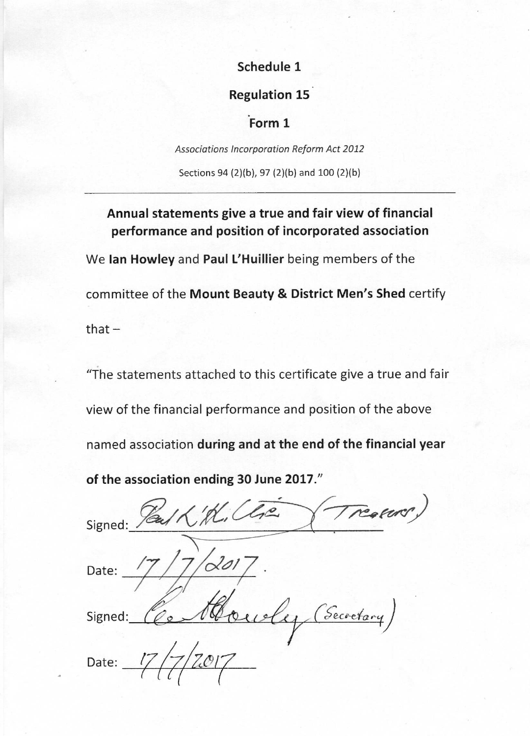**Schedule 1**

**Regulation 15**

**Form 1**

*Associations Incorporation Reform Act 2012*

Sections 94 (2)(b), 97 (2)(b) and 100 (2)(b)

---

## Annual statements give a true and fair view of financial performance and position of incorporated association

We **Ian Howley** and **Paul L'Huillier** being members of the committee of the **Mount Beauty & District Men's Shed** certify that –

"The statements attached to this certificate give a true and fair view of the financial performance and position of the above named association **during and at the end of the financial year of the association ending 30 June 2017**."

Signed: Paul L'Huillier (Treasurer)

Date: 17/7/2017.

Signed: Ian Howley (Secretary)

Date: 17/7/2017